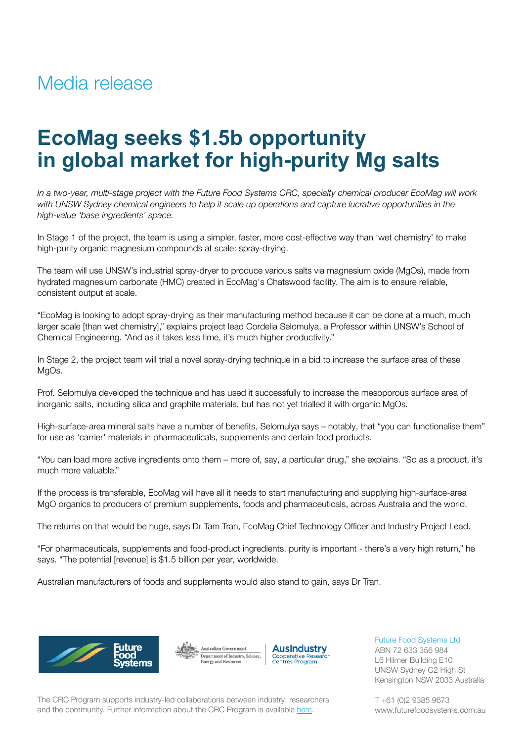Media release

# EcoMag seeks $1.5b opportunity in global market for high-purity Mg salts

*In a two-year, multi-stage project with the Future Food Systems CRC, specialty chemical producer EcoMag will work with UNSW Sydney chemical engineers to help it scale up operations and capture lucrative opportunities in the high-value 'base ingredients' space.*

In Stage 1 of the project, the team is using a simpler, faster, more cost-effective way than 'wet chemistry' to make high-purity organic magnesium compounds at scale: spray-drying.

The team will use UNSW's industrial spray-dryer to produce various salts via magnesium oxide (MgOs), made from hydrated magnesium carbonate (HMC) created in EcoMag's Chatswood facility. The aim is to ensure reliable, consistent output at scale.

"EcoMag is looking to adopt spray-drying as their manufacturing method because it can be done at a much, much larger scale [than wet chemistry]," explains project lead Cordelia Selomulya, a Professor within UNSW's School of Chemical Engineering. "And as it takes less time, it's much higher productivity."

In Stage 2, the project team will trial a novel spray-drying technique in a bid to increase the surface area of these MgOs.

Prof. Selomulya developed the technique and has used it successfully to increase the mesoporous surface area of inorganic salts, including silica and graphite materials, but has not yet trialled it with organic MgOs.

High-surface-area mineral salts have a number of benefits, Selomulya says – notably, that "you can functionalise them" for use as 'carrier' materials in pharmaceuticals, supplements and certain food products.

"You can load more active ingredients onto them – more of, say, a particular drug," she explains. "So as a product, it's much more valuable."

If the process is transferable, EcoMag will have all it needs to start manufacturing and supplying high-surface-area MgO organics to producers of premium supplements, foods and pharmaceuticals, across Australia and the world.

The returns on that would be huge, says Dr Tam Tran, EcoMag Chief Technology Officer and Industry Project Lead.

"For pharmaceuticals, supplements and food-product ingredients, purity is important - there's a very high return," he says. "The potential [revenue] is $1.5 billion per year, worldwide.

Australian manufacturers of foods and supplements would also stand to gain, says Dr Tran.

Future Food Systems Ltd
ABN 72 633 356 984
L6 Hilmer Building E10
UNSW Sydney G2 High St
Kensington NSW 2033 Australia

T +61 (0)2 9385 9673
www.futurefoodsystems.com.au

The CRC Program supports industry-led collaborations between industry, researchers and the community. Further information about the CRC Program is available here.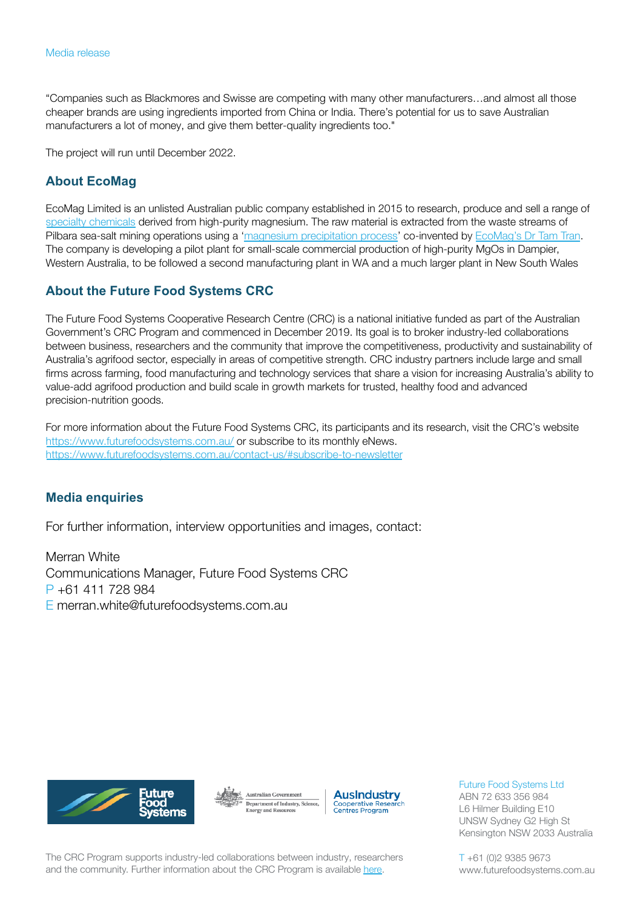"Companies such as Blackmores and Swisse are competing with many other manufacturers…and almost all those cheaper brands are using ingredients imported from China or India. There's potential for us to save Australian manufacturers a lot of money, and give them better-quality ingredients too."

The project will run until December 2022.

## About EcoMag

EcoMag Limited is an unlisted Australian public company established in 2015 to research, produce and sell a range of specialty chemicals derived from high-purity magnesium. The raw material is extracted from the waste streams of Pilbara sea-salt mining operations using a 'magnesium precipitation process' co-invented by EcoMag's Dr Tam Tran. The company is developing a pilot plant for small-scale commercial production of high-purity MgOs in Dampier, Western Australia, to be followed a second manufacturing plant in WA and a much larger plant in New South Wales

## About the Future Food Systems CRC

The Future Food Systems Cooperative Research Centre (CRC) is a national initiative funded as part of the Australian Government's CRC Program and commenced in December 2019. Its goal is to broker industry-led collaborations between business, researchers and the community that improve the competitiveness, productivity and sustainability of Australia's agrifood sector, especially in areas of competitive strength. CRC industry partners include large and small firms across farming, food manufacturing and technology services that share a vision for increasing Australia's ability to value-add agrifood production and build scale in growth markets for trusted, healthy food and advanced precision-nutrition goods.

For more information about the Future Food Systems CRC, its participants and its research, visit the CRC's website https://www.futurefoodsystems.com.au/ or subscribe to its monthly eNews.
https://www.futurefoodsystems.com.au/contact-us/#subscribe-to-newsletter

## Media enquiries

For further information, interview opportunities and images, contact:

Merran White
Communications Manager, Future Food Systems CRC
P +61 411 728 984
E merran.white@futurefoodsystems.com.au

Future Food Systems

Australian Government
Department of Industry, Science, Energy and Resources

AusIndustry
Cooperative Research Centres Program

Future Food Systems Ltd
ABN 72 633 356 984
L6 Hilmer Building E10
UNSW Sydney G2 High St
Kensington NSW 2033 Australia

T +61 (0)2 9385 9673
www.futurefoodsystems.com.au

The CRC Program supports industry-led collaborations between industry, researchers and the community. Further information about the CRC Program is available here.